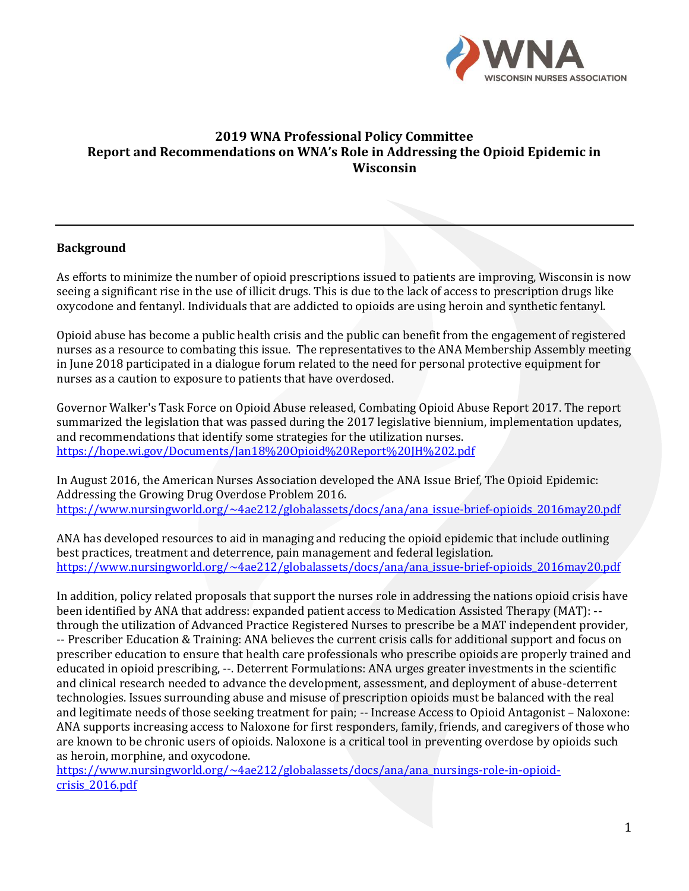**2019 WNA Professional Policy Committee**
**Report and Recommendations on WNA's Role in Addressing the Opioid Epidemic in Wisconsin**

---

**Background**

As efforts to minimize the number of opioid prescriptions issued to patients are improving, Wisconsin is now seeing a significant rise in the use of illicit drugs. This is due to the lack of access to prescription drugs like oxycodone and fentanyl. Individuals that are addicted to opioids are using heroin and synthetic fentanyl.

Opioid abuse has become a public health crisis and the public can benefit from the engagement of registered nurses as a resource to combating this issue. The representatives to the ANA Membership Assembly meeting in June 2018 participated in a dialogue forum related to the need for personal protective equipment for nurses as a caution to exposure to patients that have overdosed.

Governor Walker's Task Force on Opioid Abuse released, Combating Opioid Abuse Report 2017. The report summarized the legislation that was passed during the 2017 legislative biennium, implementation updates, and recommendations that identify some strategies for the utilization nurses.
https://hope.wi.gov/Documents/Jan18%20Opioid%20Report%20JH%202.pdf

In August 2016, the American Nurses Association developed the ANA Issue Brief, The Opioid Epidemic: Addressing the Growing Drug Overdose Problem 2016.
https://www.nursingworld.org/~4ae212/globalassets/docs/ana/ana_issue-brief-opioids_2016may20.pdf

ANA has developed resources to aid in managing and reducing the opioid epidemic that include outlining best practices, treatment and deterrence, pain management and federal legislation.
https://www.nursingworld.org/~4ae212/globalassets/docs/ana/ana_issue-brief-opioids_2016may20.pdf

In addition, policy related proposals that support the nurses role in addressing the nations opioid crisis have been identified by ANA that address: expanded patient access to Medication Assisted Therapy (MAT): -- through the utilization of Advanced Practice Registered Nurses to prescribe be a MAT independent provider, -- Prescriber Education & Training: ANA believes the current crisis calls for additional support and focus on prescriber education to ensure that health care professionals who prescribe opioids are properly trained and educated in opioid prescribing, --. Deterrent Formulations: ANA urges greater investments in the scientific and clinical research needed to advance the development, assessment, and deployment of abuse-deterrent technologies. Issues surrounding abuse and misuse of prescription opioids must be balanced with the real and legitimate needs of those seeking treatment for pain; -- Increase Access to Opioid Antagonist – Naloxone: ANA supports increasing access to Naloxone for first responders, family, friends, and caregivers of those who are known to be chronic users of opioids. Naloxone is a critical tool in preventing overdose by opioids such as heroin, morphine, and oxycodone.
https://www.nursingworld.org/~4ae212/globalassets/docs/ana/ana_nursings-role-in-opioid-crisis_2016.pdf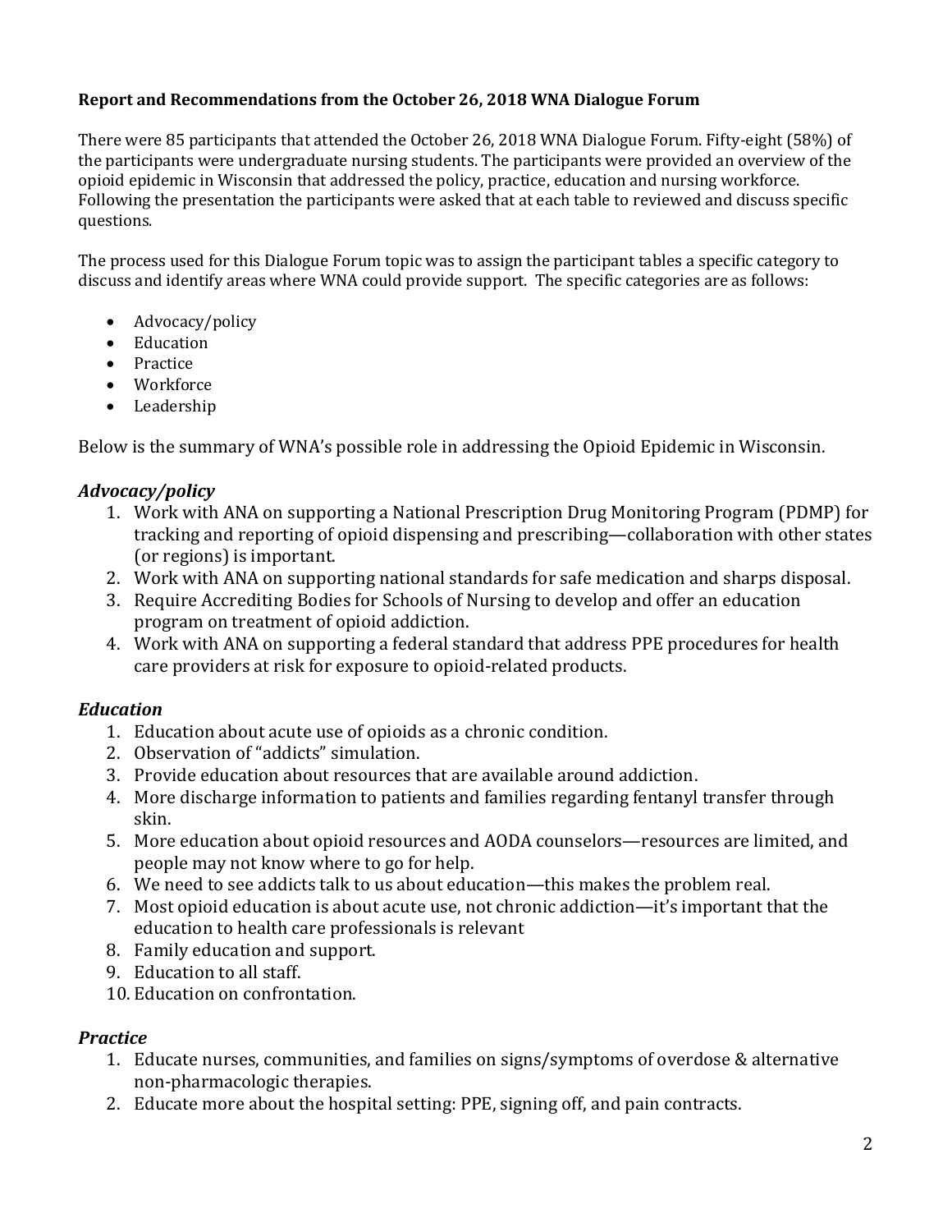**Report and Recommendations from the October 26, 2018 WNA Dialogue Forum**

There were 85 participants that attended the October 26, 2018 WNA Dialogue Forum. Fifty-eight (58%) of the participants were undergraduate nursing students. The participants were provided an overview of the opioid epidemic in Wisconsin that addressed the policy, practice, education and nursing workforce. Following the presentation the participants were asked that at each table to reviewed and discuss specific questions.

The process used for this Dialogue Forum topic was to assign the participant tables a specific category to discuss and identify areas where WNA could provide support. The specific categories are as follows:

- Advocacy/policy
- Education
- Practice
- Workforce
- Leadership

Below is the summary of WNA's possible role in addressing the Opioid Epidemic in Wisconsin.

### *Advocacy/policy*

1. Work with ANA on supporting a National Prescription Drug Monitoring Program (PDMP) for tracking and reporting of opioid dispensing and prescribing—collaboration with other states (or regions) is important.
2. Work with ANA on supporting national standards for safe medication and sharps disposal.
3. Require Accrediting Bodies for Schools of Nursing to develop and offer an education program on treatment of opioid addiction.
4. Work with ANA on supporting a federal standard that address PPE procedures for health care providers at risk for exposure to opioid-related products.

### *Education*

1. Education about acute use of opioids as a chronic condition.
2. Observation of "addicts" simulation.
3. Provide education about resources that are available around addiction.
4. More discharge information to patients and families regarding fentanyl transfer through skin.
5. More education about opioid resources and AODA counselors—resources are limited, and people may not know where to go for help.
6. We need to see addicts talk to us about education—this makes the problem real.
7. Most opioid education is about acute use, not chronic addiction—it's important that the education to health care professionals is relevant
8. Family education and support.
9. Education to all staff.
10. Education on confrontation.

### *Practice*

1. Educate nurses, communities, and families on signs/symptoms of overdose & alternative non-pharmacologic therapies.
2. Educate more about the hospital setting: PPE, signing off, and pain contracts.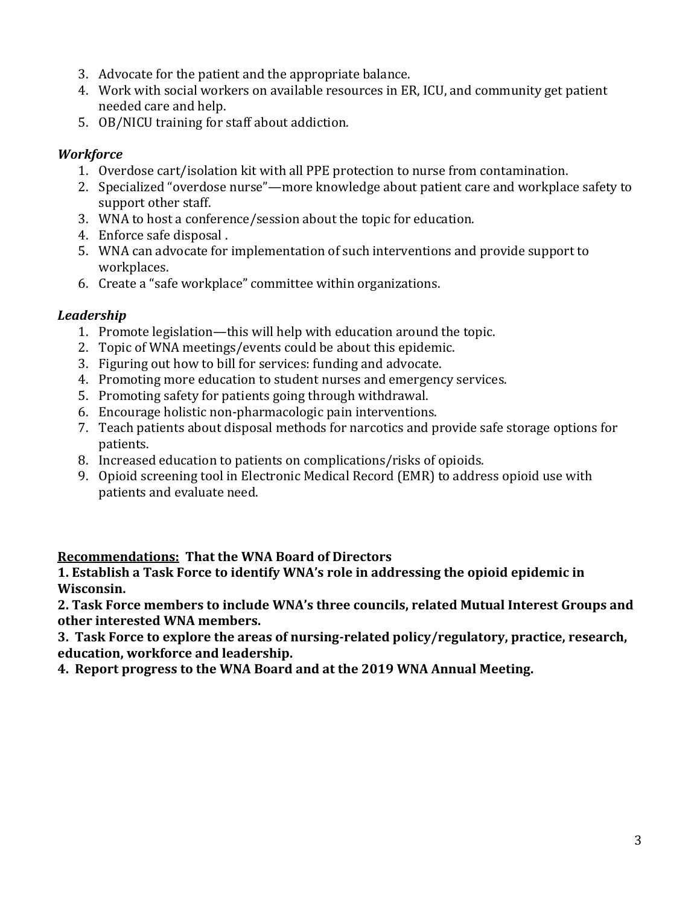3. Advocate for the patient and the appropriate balance.
4. Work with social workers on available resources in ER, ICU, and community get patient needed care and help.
5. OB/NICU training for staff about addiction.

### *Workforce*

1. Overdose cart/isolation kit with all PPE protection to nurse from contamination.
2. Specialized "overdose nurse"—more knowledge about patient care and workplace safety to support other staff.
3. WNA to host a conference/session about the topic for education.
4. Enforce safe disposal .
5. WNA can advocate for implementation of such interventions and provide support to workplaces.
6. Create a "safe workplace" committee within organizations.

### *Leadership*

1. Promote legislation—this will help with education around the topic.
2. Topic of WNA meetings/events could be about this epidemic.
3. Figuring out how to bill for services: funding and advocate.
4. Promoting more education to student nurses and emergency services.
5. Promoting safety for patients going through withdrawal.
6. Encourage holistic non-pharmacologic pain interventions.
7. Teach patients about disposal methods for narcotics and provide safe storage options for patients.
8. Increased education to patients on complications/risks of opioids.
9. Opioid screening tool in Electronic Medical Record (EMR) to address opioid use with patients and evaluate need.

**Recommendations: That the WNA Board of Directors**

**1. Establish a Task Force to identify WNA's role in addressing the opioid epidemic in Wisconsin.**

**2. Task Force members to include WNA's three councils, related Mutual Interest Groups and other interested WNA members.**

**3. Task Force to explore the areas of nursing-related policy/regulatory, practice, research, education, workforce and leadership.**

**4. Report progress to the WNA Board and at the 2019 WNA Annual Meeting.**